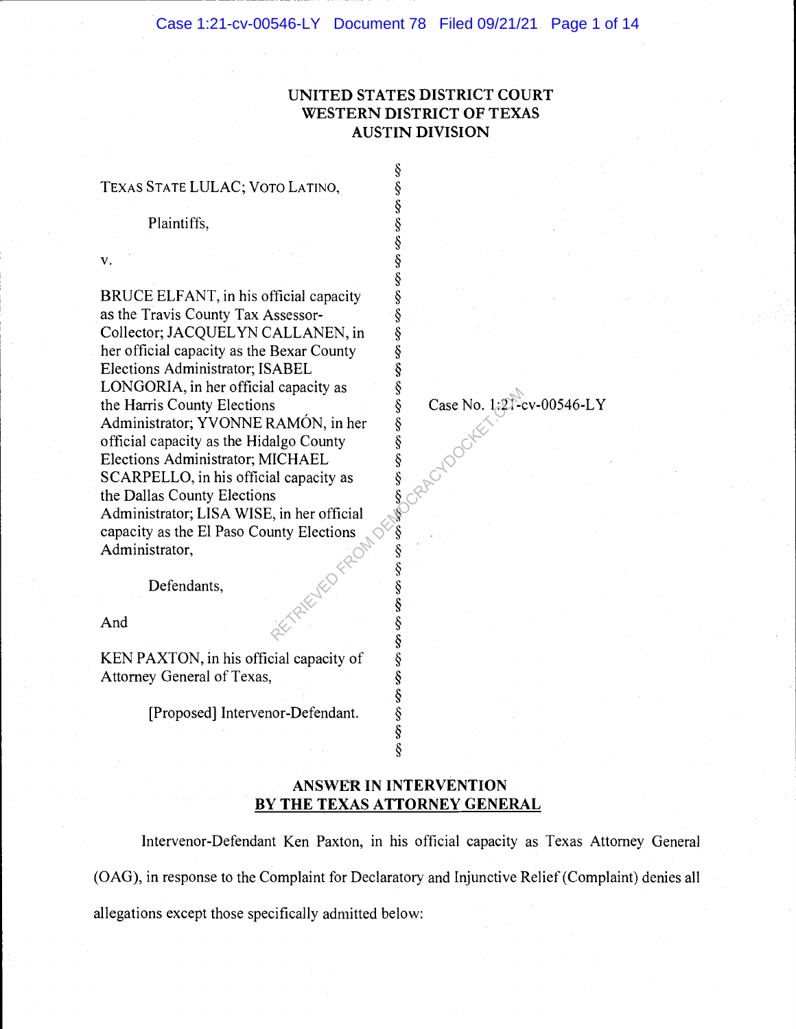# UNITED STATES DISTRICT COURT
# WESTERN DISTRICT OF TEXAS
# AUSTIN DIVISION

TEXAS STATE LULAC; VOTO LATINO,

Plaintiffs,

v.

BRUCE ELFANT, in his official capacity as the Travis County Tax Assessor-Collector; JACQUELYN CALLANEN, in her official capacity as the Bexar County Elections Administrator; ISABEL LONGORIA, in her official capacity as the Harris County Elections Administrator; YVONNE RAMÓN, in her official capacity as the Hidalgo County Elections Administrator; MICHAEL SCARPELLO, in his official capacity as the Dallas County Elections Administrator; LISA WISE, in her official capacity as the El Paso County Elections Administrator,

Defendants,

And

KEN PAXTON, in his official capacity of Attorney General of Texas,

[Proposed] Intervenor-Defendant.

Case No. 1:21-cv-00546-LY

## ANSWER IN INTERVENTION BY THE TEXAS ATTORNEY GENERAL

Intervenor-Defendant Ken Paxton, in his official capacity as Texas Attorney General (OAG), in response to the Complaint for Declaratory and Injunctive Relief (Complaint) denies all allegations except those specifically admitted below: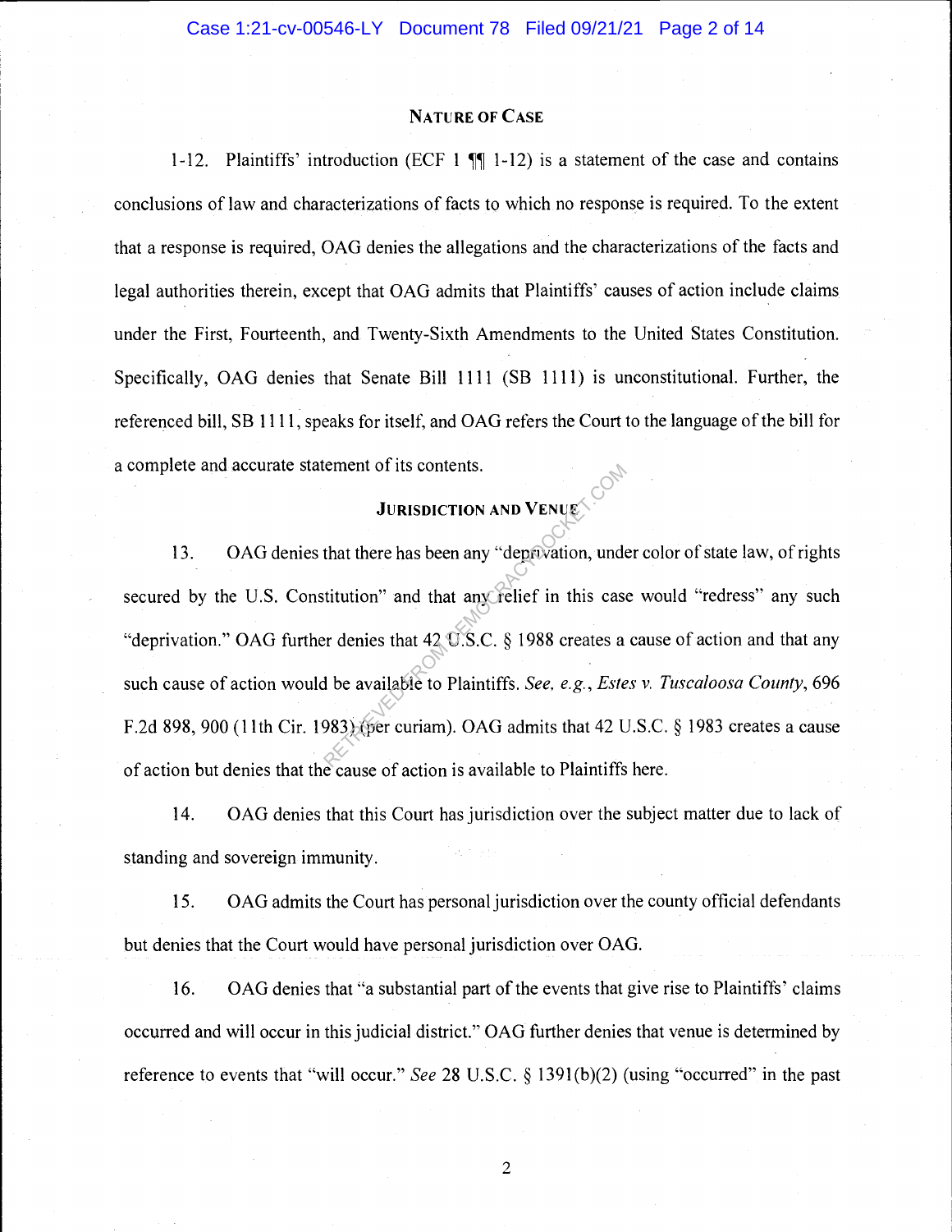## Nature of Case

1-12. Plaintiffs' introduction (ECF 1 ¶¶ 1-12) is a statement of the case and contains conclusions of law and characterizations of facts to which no response is required. To the extent that a response is required, OAG denies the allegations and the characterizations of the facts and legal authorities therein, except that OAG admits that Plaintiffs' causes of action include claims under the First, Fourteenth, and Twenty-Sixth Amendments to the United States Constitution. Specifically, OAG denies that Senate Bill 1111 (SB 1111) is unconstitutional. Further, the referenced bill, SB 1111, speaks for itself, and OAG refers the Court to the language of the bill for a complete and accurate statement of its contents.

## Jurisdiction and Venue

13. OAG denies that there has been any "deprivation, under color of state law, of rights secured by the U.S. Constitution" and that any relief in this case would "redress" any such "deprivation." OAG further denies that 42 U.S.C. § 1988 creates a cause of action and that any such cause of action would be available to Plaintiffs. *See, e.g.*, *Estes v. Tuscaloosa County*, 696 F.2d 898, 900 (11th Cir. 1983) (per curiam). OAG admits that 42 U.S.C. § 1983 creates a cause of action but denies that the cause of action is available to Plaintiffs here.

14. OAG denies that this Court has jurisdiction over the subject matter due to lack of standing and sovereign immunity.

15. OAG admits the Court has personal jurisdiction over the county official defendants but denies that the Court would have personal jurisdiction over OAG.

16. OAG denies that "a substantial part of the events that give rise to Plaintiffs' claims occurred and will occur in this judicial district." OAG further denies that venue is determined by reference to events that "will occur." *See* 28 U.S.C. § 1391(b)(2) (using "occurred" in the past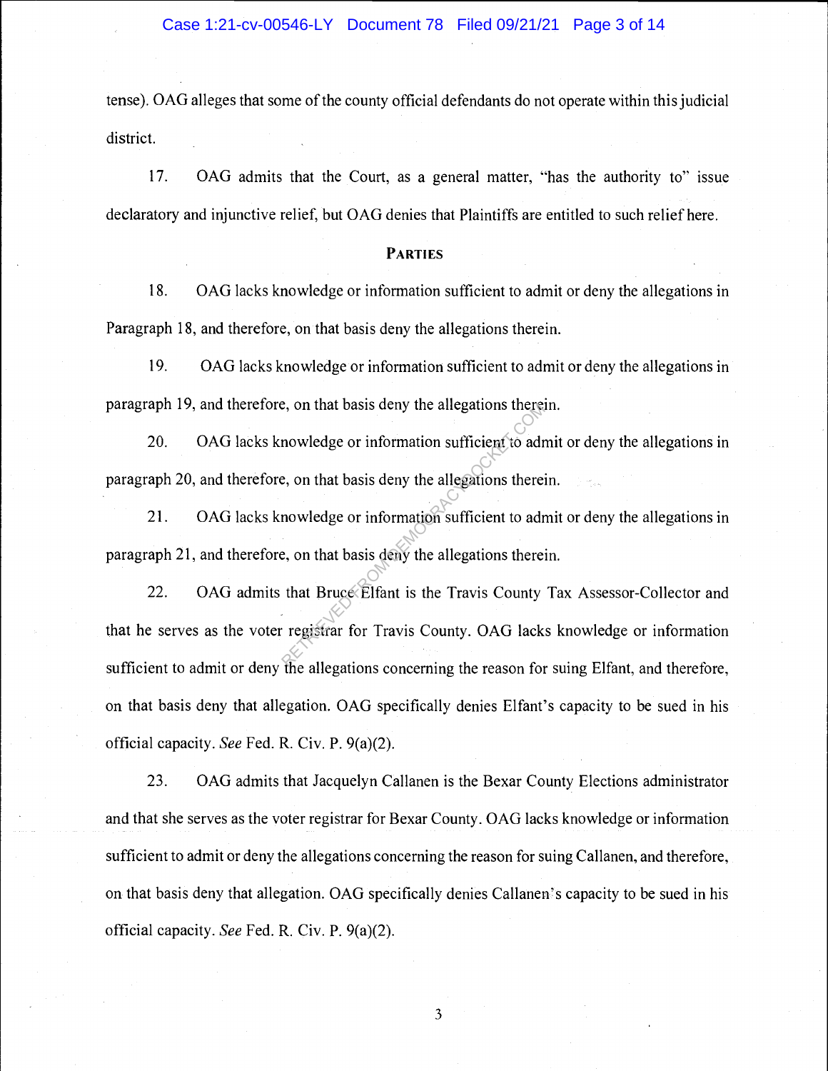tense). OAG alleges that some of the county official defendants do not operate within this judicial district.

17. OAG admits that the Court, as a general matter, "has the authority to" issue declaratory and injunctive relief, but OAG denies that Plaintiffs are entitled to such relief here.

## PARTIES

18. OAG lacks knowledge or information sufficient to admit or deny the allegations in Paragraph 18, and therefore, on that basis deny the allegations therein.

19. OAG lacks knowledge or information sufficient to admit or deny the allegations in paragraph 19, and therefore, on that basis deny the allegations therein.

20. OAG lacks knowledge or information sufficient to admit or deny the allegations in paragraph 20, and therefore, on that basis deny the allegations therein.

21. OAG lacks knowledge or information sufficient to admit or deny the allegations in paragraph 21, and therefore, on that basis deny the allegations therein.

22. OAG admits that Bruce Elfant is the Travis County Tax Assessor-Collector and that he serves as the voter registrar for Travis County. OAG lacks knowledge or information sufficient to admit or deny the allegations concerning the reason for suing Elfant, and therefore, on that basis deny that allegation. OAG specifically denies Elfant's capacity to be sued in his official capacity. *See* Fed. R. Civ. P. 9(a)(2).

23. OAG admits that Jacquelyn Callanen is the Bexar County Elections administrator and that she serves as the voter registrar for Bexar County. OAG lacks knowledge or information sufficient to admit or deny the allegations concerning the reason for suing Callanen, and therefore, on that basis deny that allegation. OAG specifically denies Callanen's capacity to be sued in his official capacity. *See* Fed. R. Civ. P. 9(a)(2).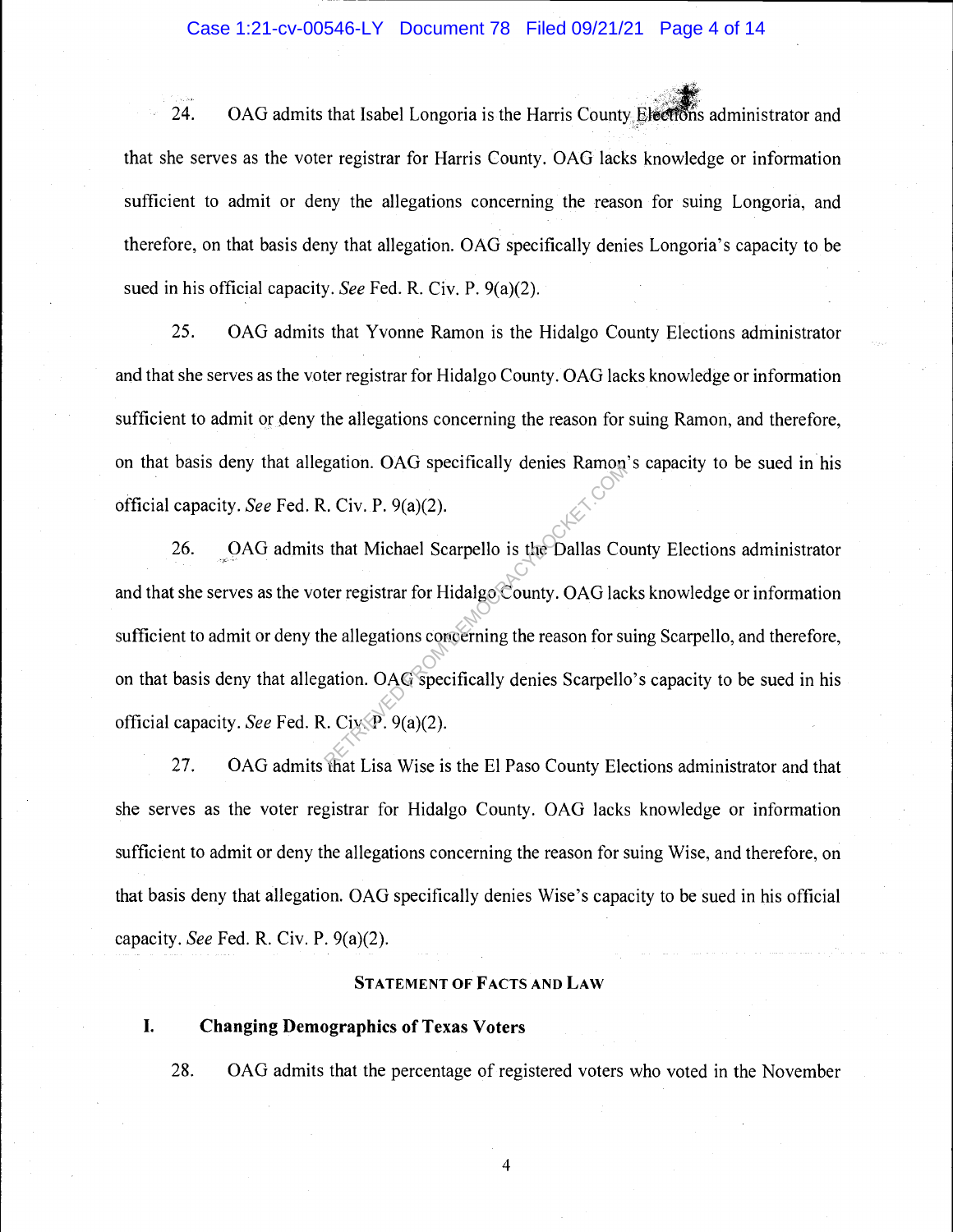24. OAG admits that Isabel Longoria is the Harris County Elections administrator and that she serves as the voter registrar for Harris County. OAG lacks knowledge or information sufficient to admit or deny the allegations concerning the reason for suing Longoria, and therefore, on that basis deny that allegation. OAG specifically denies Longoria's capacity to be sued in his official capacity. *See* Fed. R. Civ. P. 9(a)(2).

25. OAG admits that Yvonne Ramon is the Hidalgo County Elections administrator and that she serves as the voter registrar for Hidalgo County. OAG lacks knowledge or information sufficient to admit or deny the allegations concerning the reason for suing Ramon, and therefore, on that basis deny that allegation. OAG specifically denies Ramon's capacity to be sued in his official capacity. *See* Fed. R. Civ. P. 9(a)(2).

26. OAG admits that Michael Scarpello is the Dallas County Elections administrator and that she serves as the voter registrar for Hidalgo County. OAG lacks knowledge or information sufficient to admit or deny the allegations concerning the reason for suing Scarpello, and therefore, on that basis deny that allegation. OAG specifically denies Scarpello's capacity to be sued in his official capacity. *See* Fed. R. Civ. P. 9(a)(2).

27. OAG admits that Lisa Wise is the El Paso County Elections administrator and that she serves as the voter registrar for Hidalgo County. OAG lacks knowledge or information sufficient to admit or deny the allegations concerning the reason for suing Wise, and therefore, on that basis deny that allegation. OAG specifically denies Wise's capacity to be sued in his official capacity. *See* Fed. R. Civ. P. 9(a)(2).

## STATEMENT OF FACTS AND LAW

### I. Changing Demographics of Texas Voters

28. OAG admits that the percentage of registered voters who voted in the November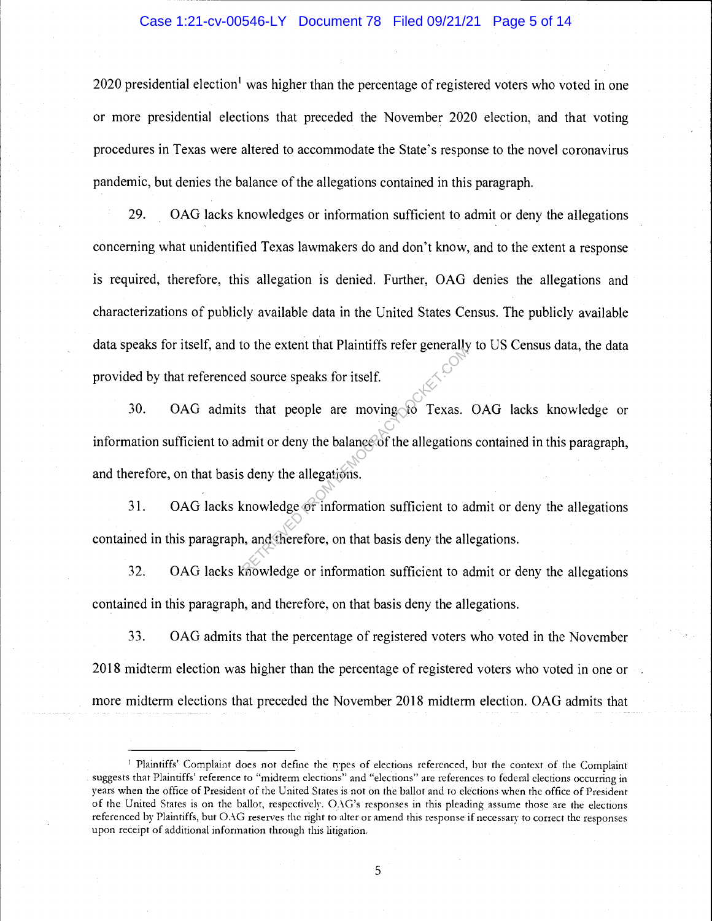2020 presidential election[1] was higher than the percentage of registered voters who voted in one or more presidential elections that preceded the November 2020 election, and that voting procedures in Texas were altered to accommodate the State's response to the novel coronavirus pandemic, but denies the balance of the allegations contained in this paragraph.

29. OAG lacks knowledges or information sufficient to admit or deny the allegations concerning what unidentified Texas lawmakers do and don't know, and to the extent a response is required, therefore, this allegation is denied. Further, OAG denies the allegations and characterizations of publicly available data in the United States Census. The publicly available data speaks for itself, and to the extent that Plaintiffs refer generally to US Census data, the data provided by that referenced source speaks for itself.

30. OAG admits that people are moving to Texas. OAG lacks knowledge or information sufficient to admit or deny the balance of the allegations contained in this paragraph, and therefore, on that basis deny the allegations.

31. OAG lacks knowledge or information sufficient to admit or deny the allegations contained in this paragraph, and therefore, on that basis deny the allegations.

32. OAG lacks knowledge or information sufficient to admit or deny the allegations contained in this paragraph, and therefore, on that basis deny the allegations.

33. OAG admits that the percentage of registered voters who voted in the November 2018 midterm election was higher than the percentage of registered voters who voted in one or more midterm elections that preceded the November 2018 midterm election. OAG admits that

---

[1] Plaintiffs' Complaint does not define the types of elections referenced, but the context of the Complaint suggests that Plaintiffs' reference to "midterm elections" and "elections" are references to federal elections occurring in years when the office of President of the United States is not on the ballot and to elections when the office of President of the United States is on the ballot, respectively. OAG's responses in this pleading assume those are the elections referenced by Plaintiffs, but OAG reserves the right to alter or amend this response if necessary to correct the responses upon receipt of additional information through this litigation.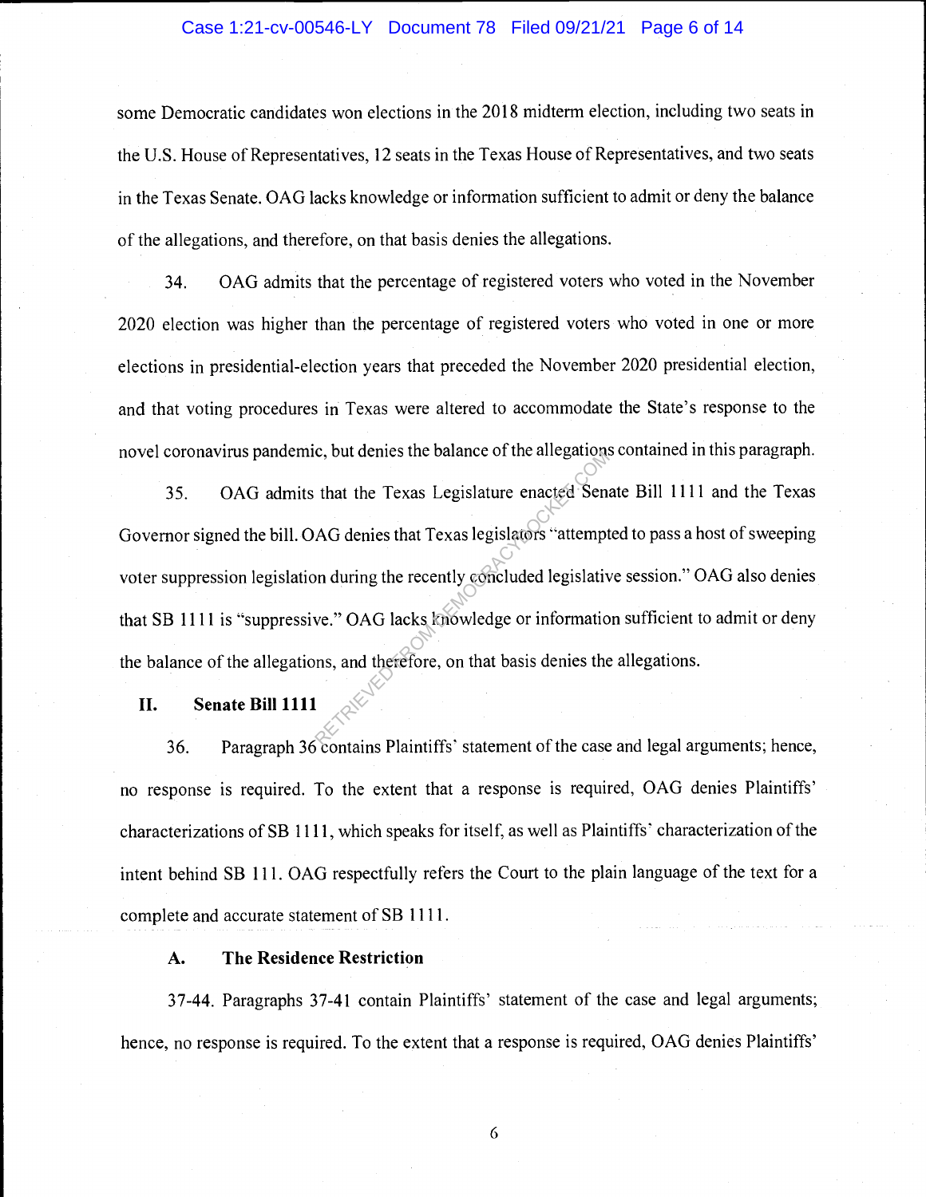some Democratic candidates won elections in the 2018 midterm election, including two seats in the U.S. House of Representatives, 12 seats in the Texas House of Representatives, and two seats in the Texas Senate. OAG lacks knowledge or information sufficient to admit or deny the balance of the allegations, and therefore, on that basis denies the allegations.

34. OAG admits that the percentage of registered voters who voted in the November 2020 election was higher than the percentage of registered voters who voted in one or more elections in presidential-election years that preceded the November 2020 presidential election, and that voting procedures in Texas were altered to accommodate the State's response to the novel coronavirus pandemic, but denies the balance of the allegations contained in this paragraph.

35. OAG admits that the Texas Legislature enacted Senate Bill 1111 and the Texas Governor signed the bill. OAG denies that Texas legislators "attempted to pass a host of sweeping voter suppression legislation during the recently concluded legislative session." OAG also denies that SB 1111 is "suppressive." OAG lacks knowledge or information sufficient to admit or deny the balance of the allegations, and therefore, on that basis denies the allegations.

## II. Senate Bill 1111

36. Paragraph 36 contains Plaintiffs' statement of the case and legal arguments; hence, no response is required. To the extent that a response is required, OAG denies Plaintiffs' characterizations of SB 1111, which speaks for itself, as well as Plaintiffs' characterization of the intent behind SB 111. OAG respectfully refers the Court to the plain language of the text for a complete and accurate statement of SB 1111.

### A. The Residence Restriction

37-44. Paragraphs 37-41 contain Plaintiffs' statement of the case and legal arguments; hence, no response is required. To the extent that a response is required, OAG denies Plaintiffs'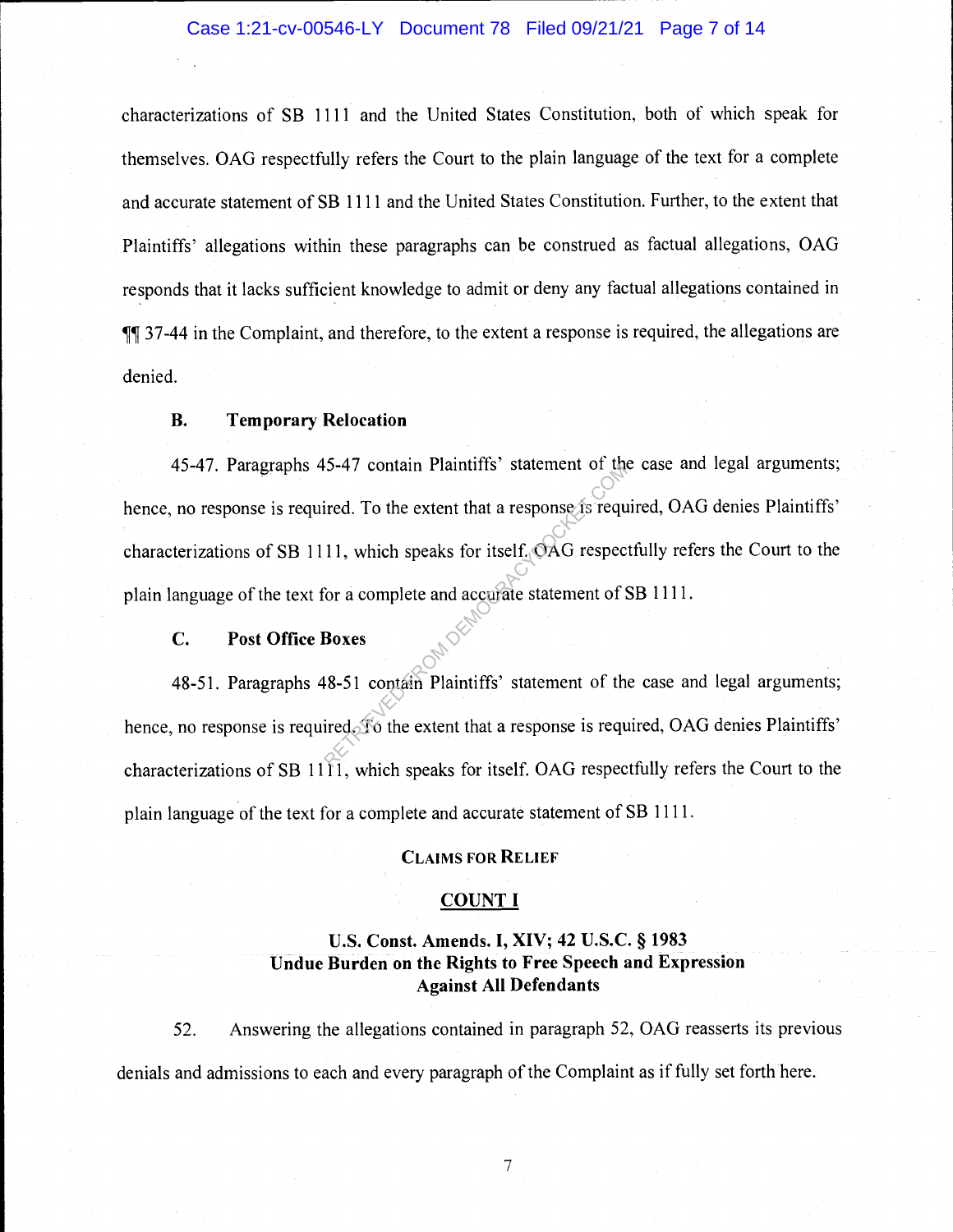characterizations of SB 1111 and the United States Constitution, both of which speak for themselves. OAG respectfully refers the Court to the plain language of the text for a complete and accurate statement of SB 1111 and the United States Constitution. Further, to the extent that Plaintiffs' allegations within these paragraphs can be construed as factual allegations, OAG responds that it lacks sufficient knowledge to admit or deny any factual allegations contained in ¶¶ 37-44 in the Complaint, and therefore, to the extent a response is required, the allegations are denied.

### B. Temporary Relocation

45-47. Paragraphs 45-47 contain Plaintiffs' statement of the case and legal arguments; hence, no response is required. To the extent that a response is required, OAG denies Plaintiffs' characterizations of SB 1111, which speaks for itself. OAG respectfully refers the Court to the plain language of the text for a complete and accurate statement of SB 1111.

### C. Post Office Boxes

48-51. Paragraphs 48-51 contain Plaintiffs' statement of the case and legal arguments; hence, no response is required. To the extent that a response is required, OAG denies Plaintiffs' characterizations of SB 1111, which speaks for itself. OAG respectfully refers the Court to the plain language of the text for a complete and accurate statement of SB 1111.

## CLAIMS FOR RELIEF

## COUNT I

### U.S. Const. Amends. I, XIV; 42 U.S.C. § 1983
### Undue Burden on the Rights to Free Speech and Expression
### Against All Defendants

52. Answering the allegations contained in paragraph 52, OAG reasserts its previous denials and admissions to each and every paragraph of the Complaint as if fully set forth here.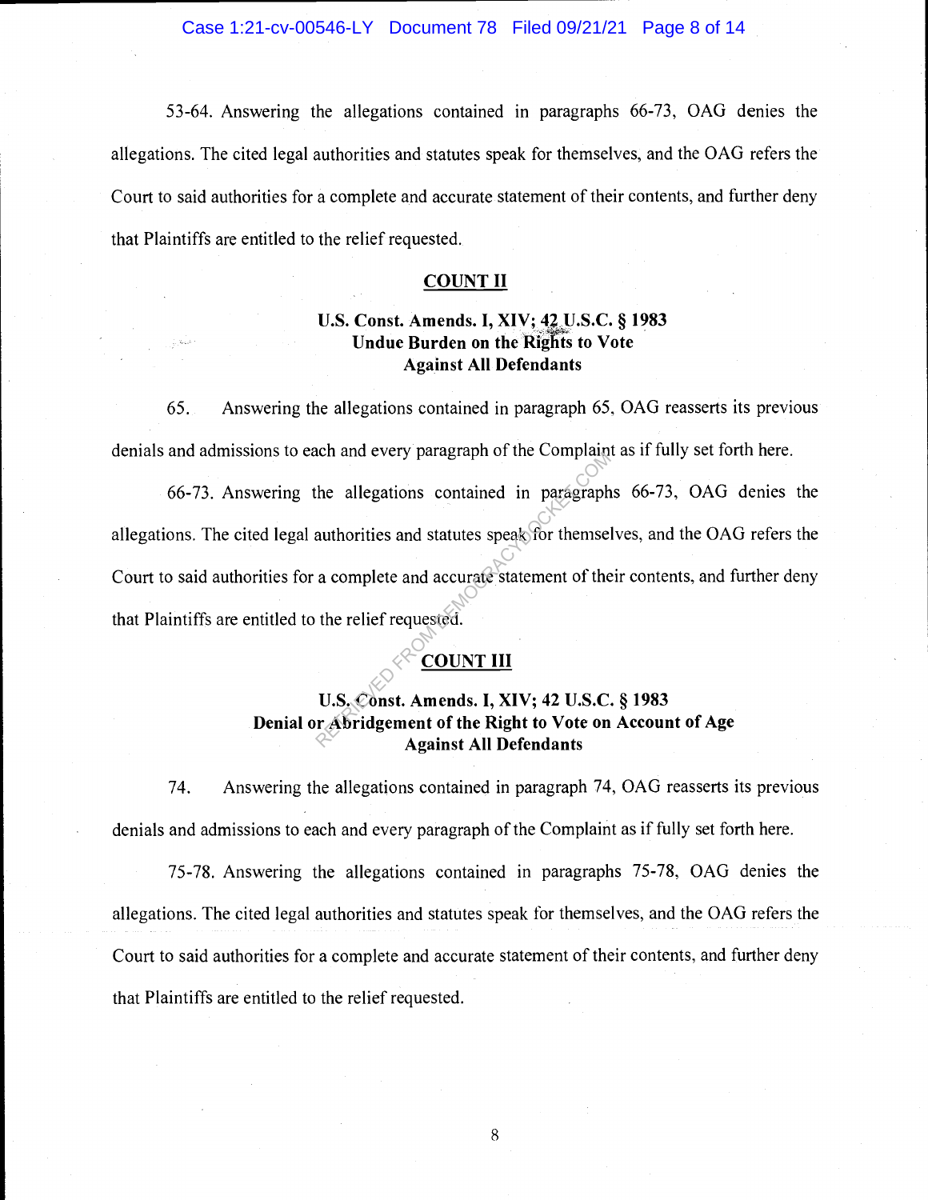53-64. Answering the allegations contained in paragraphs 66-73, OAG denies the allegations. The cited legal authorities and statutes speak for themselves, and the OAG refers the Court to said authorities for a complete and accurate statement of their contents, and further deny that Plaintiffs are entitled to the relief requested.

## COUNT II

### U.S. Const. Amends. I, XIV; 42 U.S.C. § 1983 Undue Burden on the Rights to Vote Against All Defendants

65. Answering the allegations contained in paragraph 65, OAG reasserts its previous denials and admissions to each and every paragraph of the Complaint as if fully set forth here.

66-73. Answering the allegations contained in paragraphs 66-73, OAG denies the allegations. The cited legal authorities and statutes speak for themselves, and the OAG refers the Court to said authorities for a complete and accurate statement of their contents, and further deny that Plaintiffs are entitled to the relief requested.

## COUNT III

### U.S. Const. Amends. I, XIV; 42 U.S.C. § 1983 Denial or Abridgement of the Right to Vote on Account of Age Against All Defendants

74. Answering the allegations contained in paragraph 74, OAG reasserts its previous denials and admissions to each and every paragraph of the Complaint as if fully set forth here.

75-78. Answering the allegations contained in paragraphs 75-78, OAG denies the allegations. The cited legal authorities and statutes speak for themselves, and the OAG refers the Court to said authorities for a complete and accurate statement of their contents, and further deny that Plaintiffs are entitled to the relief requested.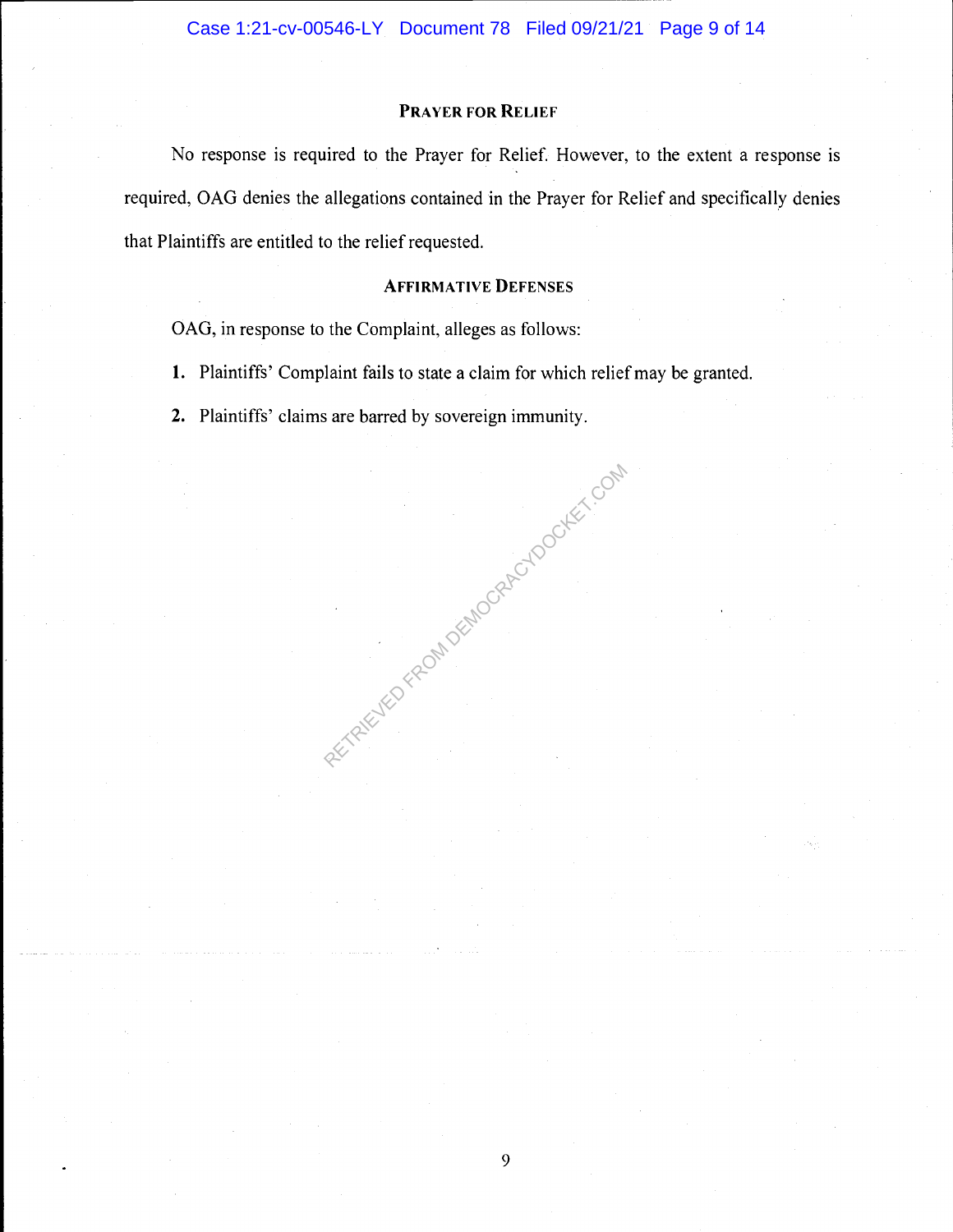## PRAYER FOR RELIEF

No response is required to the Prayer for Relief. However, to the extent a response is required, OAG denies the allegations contained in the Prayer for Relief and specifically denies that Plaintiffs are entitled to the relief requested.

## AFFIRMATIVE DEFENSES

OAG, in response to the Complaint, alleges as follows:

1. Plaintiffs' Complaint fails to state a claim for which relief may be granted.
2. Plaintiffs' claims are barred by sovereign immunity.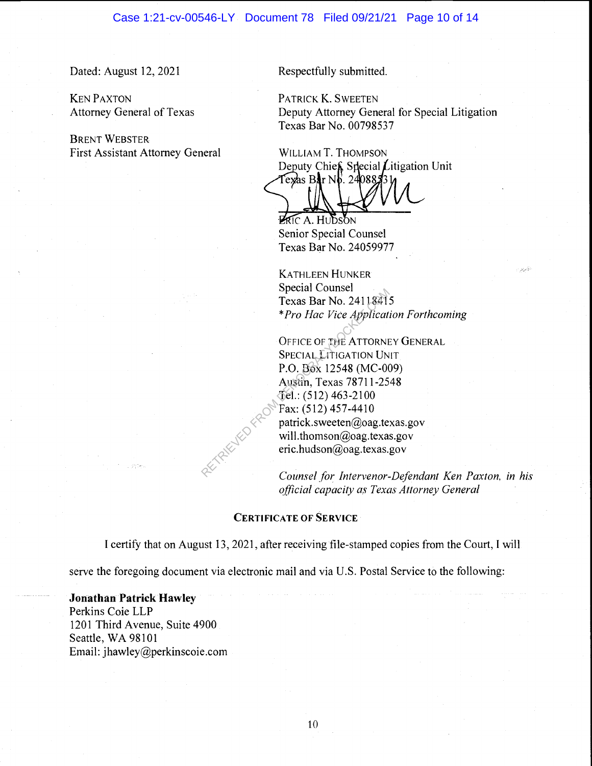Dated: August 12, 2021

KEN PAXTON
Attorney General of Texas

BRENT WEBSTER
First Assistant Attorney General

Respectfully submitted.

PATRICK K. SWEETEN
Deputy Attorney General for Special Litigation
Texas Bar No. 00798537

WILLIAM T. THOMPSON
Deputy Chief, Special Litigation Unit
Texas Bar No. 24088531

ERIC A. HUDSON
Senior Special Counsel
Texas Bar No. 24059977

KATHLEEN HUNKER
Special Counsel
Texas Bar No. 24118415
**Pro Hac Vice Application Forthcoming*

OFFICE OF THE ATTORNEY GENERAL
SPECIAL LITIGATION UNIT
P.O. Box 12548 (MC-009)
Austin, Texas 78711-2548
Tel.: (512) 463-2100
Fax: (512) 457-4410
patrick.sweeten@oag.texas.gov
will.thomson@oag.texas.gov
eric.hudson@oag.texas.gov

*Counsel for Intervenor-Defendant Ken Paxton, in his official capacity as Texas Attorney General*

## CERTIFICATE OF SERVICE

I certify that on August 13, 2021, after receiving file-stamped copies from the Court, I will serve the foregoing document via electronic mail and via U.S. Postal Service to the following:

**Jonathan Patrick Hawley**
Perkins Coie LLP
1201 Third Avenue, Suite 4900
Seattle, WA 98101
Email: jhawley@perkinscoie.com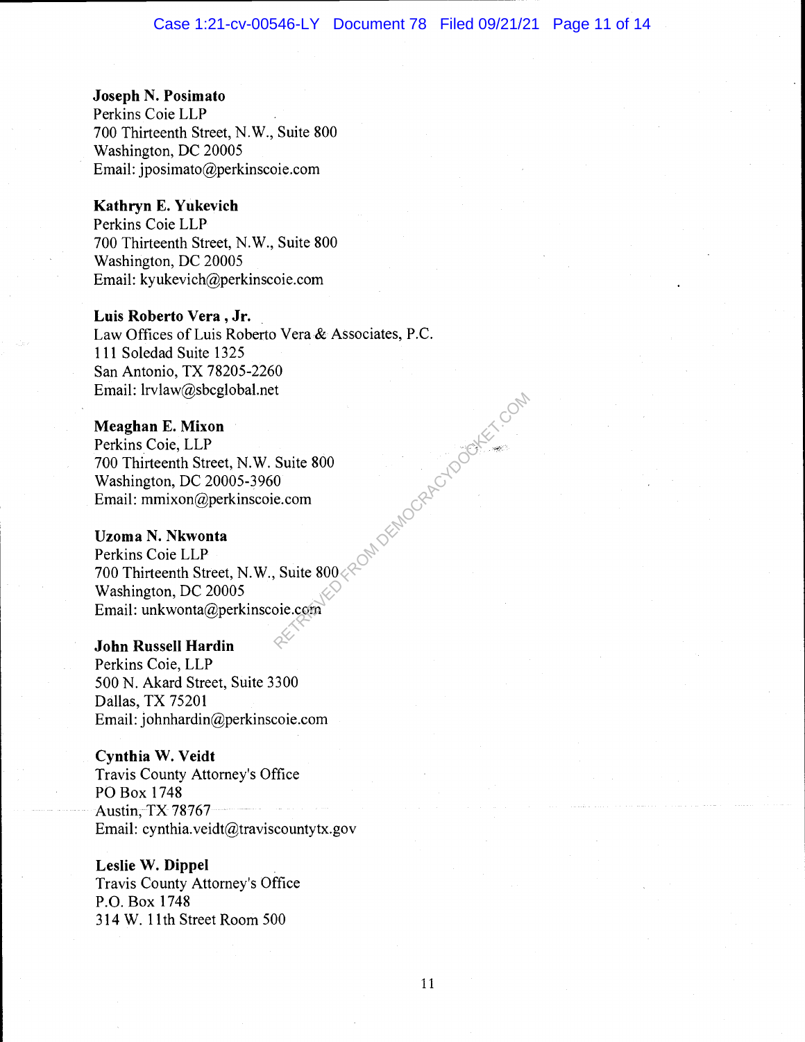**Joseph N. Posimato**
Perkins Coie LLP
700 Thirteenth Street, N.W., Suite 800
Washington, DC 20005
Email: jposimato@perkinscoie.com

**Kathryn E. Yukevich**
Perkins Coie LLP
700 Thirteenth Street, N.W., Suite 800
Washington, DC 20005
Email: kyukevich@perkinscoie.com

**Luis Roberto Vera , Jr.**
Law Offices of Luis Roberto Vera & Associates, P.C.
111 Soledad Suite 1325
San Antonio, TX 78205-2260
Email: lrvlaw@sbcglobal.net

**Meaghan E. Mixon**
Perkins Coie, LLP
700 Thirteenth Street, N.W. Suite 800
Washington, DC 20005-3960
Email: mmixon@perkinscoie.com

**Uzoma N. Nkwonta**
Perkins Coie LLP
700 Thirteenth Street, N.W., Suite 800
Washington, DC 20005
Email: unkwonta@perkinscoie.com

**John Russell Hardin**
Perkins Coie, LLP
500 N. Akard Street, Suite 3300
Dallas, TX 75201
Email: johnhardin@perkinscoie.com

**Cynthia W. Veidt**
Travis County Attorney's Office
PO Box 1748
Austin, TX 78767
Email: cynthia.veidt@traviscountytx.gov

**Leslie W. Dippel**
Travis County Attorney's Office
P.O. Box 1748
314 W. 11th Street Room 500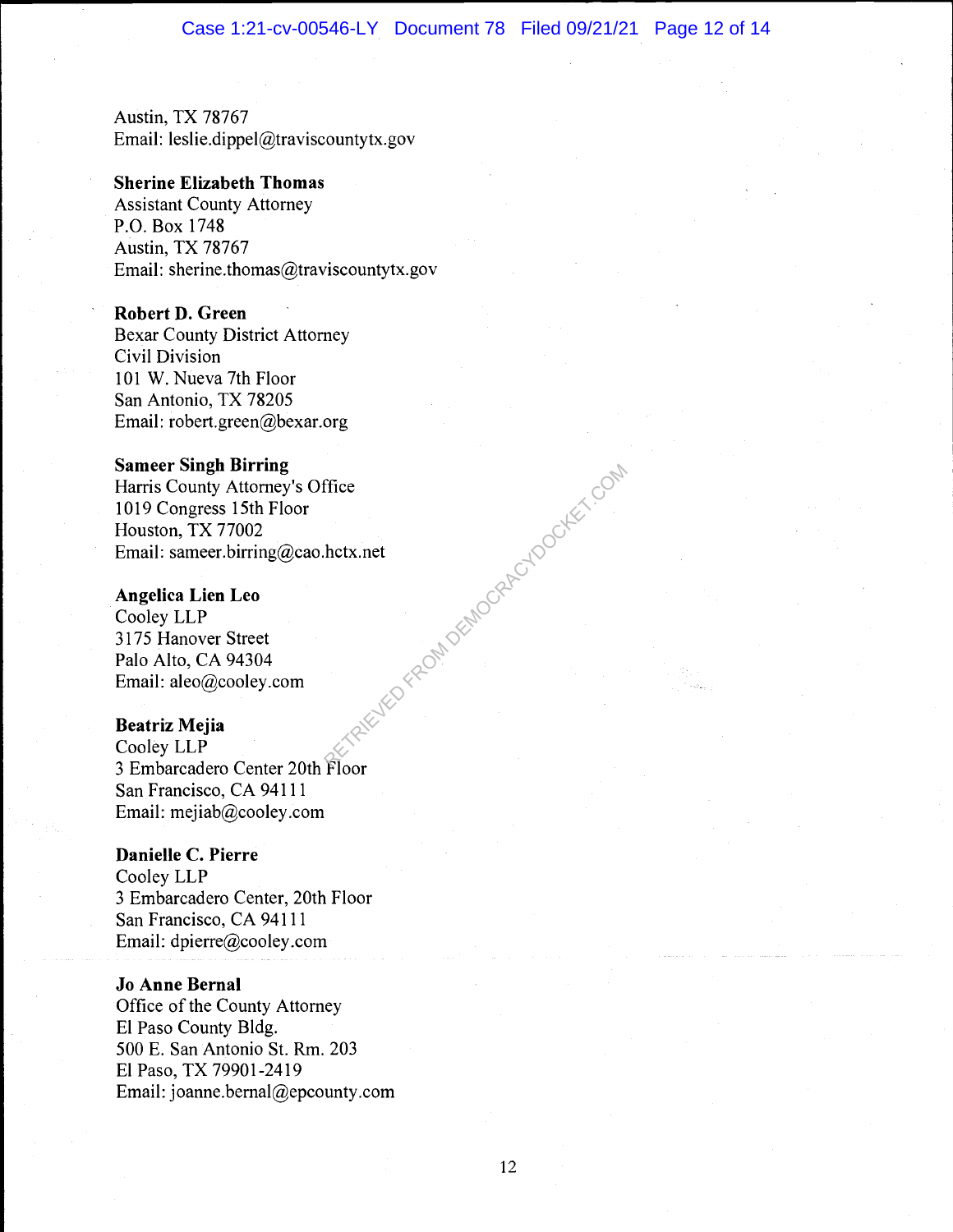Austin, TX 78767
Email: leslie.dippel@traviscountytx.gov

**Sherine Elizabeth Thomas**
Assistant County Attorney
P.O. Box 1748
Austin, TX 78767
Email: sherine.thomas@traviscountytx.gov

**Robert D. Green**
Bexar County District Attorney
Civil Division
101 W. Nueva 7th Floor
San Antonio, TX 78205
Email: robert.green@bexar.org

**Sameer Singh Birring**
Harris County Attorney's Office
1019 Congress 15th Floor
Houston, TX 77002
Email: sameer.birring@cao.hctx.net

**Angelica Lien Leo**
Cooley LLP
3175 Hanover Street
Palo Alto, CA 94304
Email: aleo@cooley.com

**Beatriz Mejia**
Cooley LLP
3 Embarcadero Center 20th Floor
San Francisco, CA 94111
Email: mejiab@cooley.com

**Danielle C. Pierre**
Cooley LLP
3 Embarcadero Center, 20th Floor
San Francisco, CA 94111
Email: dpierre@cooley.com

**Jo Anne Bernal**
Office of the County Attorney
El Paso County Bldg.
500 E. San Antonio St. Rm. 203
El Paso, TX 79901-2419
Email: joanne.bernal@epcounty.com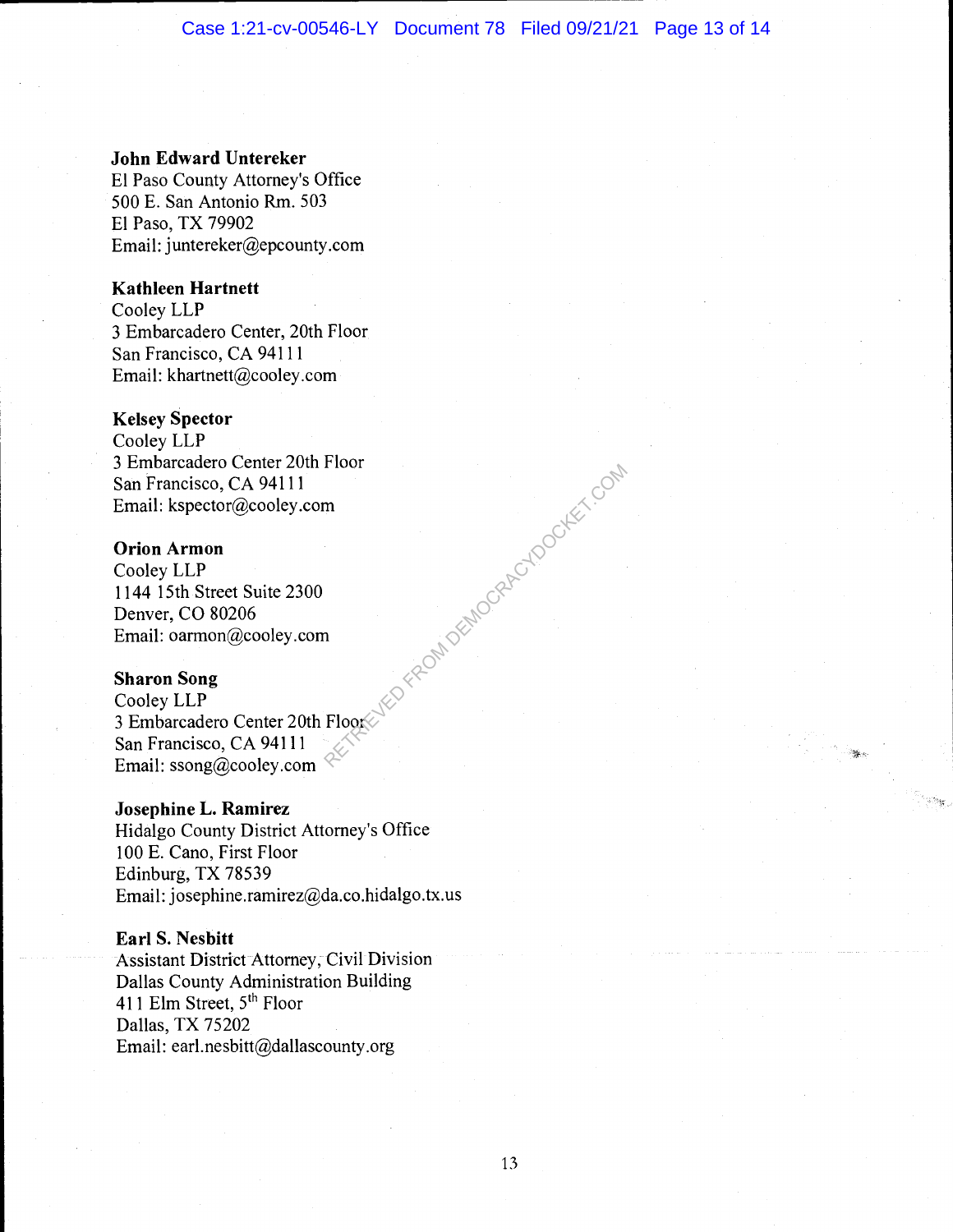**John Edward Untereker**
El Paso County Attorney's Office
500 E. San Antonio Rm. 503
El Paso, TX 79902
Email: juntereker@epcounty.com

**Kathleen Hartnett**
Cooley LLP
3 Embarcadero Center, 20th Floor
San Francisco, CA 94111
Email: khartnett@cooley.com

**Kelsey Spector**
Cooley LLP
3 Embarcadero Center 20th Floor
San Francisco, CA 94111
Email: kspector@cooley.com

**Orion Armon**
Cooley LLP
1144 15th Street Suite 2300
Denver, CO 80206
Email: oarmon@cooley.com

**Sharon Song**
Cooley LLP
3 Embarcadero Center 20th Floor
San Francisco, CA 94111
Email: ssong@cooley.com

**Josephine L. Ramirez**
Hidalgo County District Attorney's Office
100 E. Cano, First Floor
Edinburg, TX 78539
Email: josephine.ramirez@da.co.hidalgo.tx.us

**Earl S. Nesbitt**
Assistant District Attorney, Civil Division
Dallas County Administration Building
411 Elm Street, 5th Floor
Dallas, TX 75202
Email: earl.nesbitt@dallascounty.org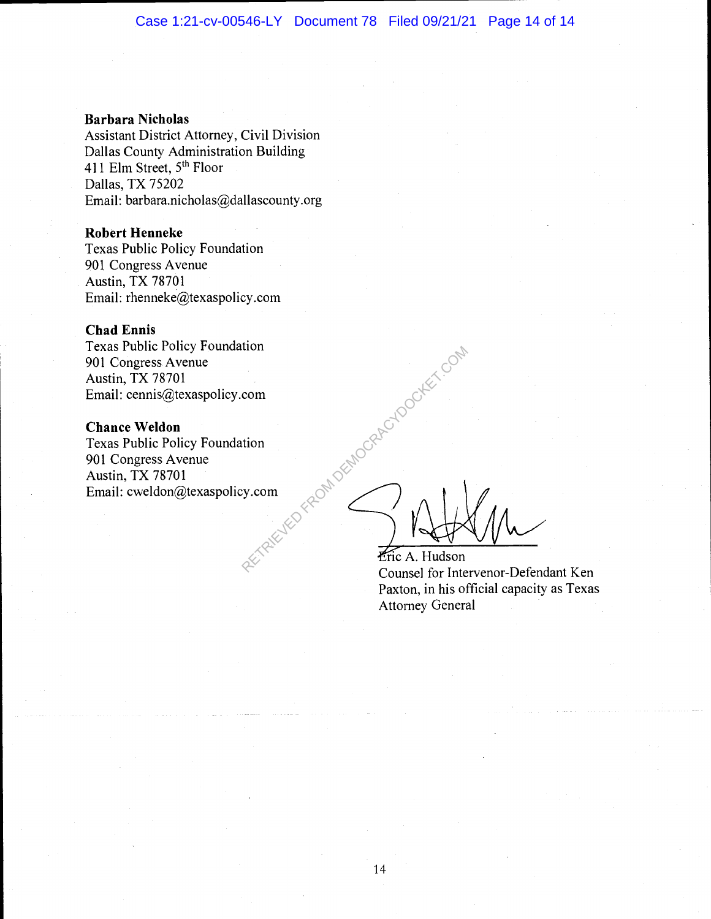**Barbara Nicholas**
Assistant District Attorney, Civil Division
Dallas County Administration Building
411 Elm Street, 5th Floor
Dallas, TX 75202
Email: barbara.nicholas@dallascounty.org

**Robert Henneke**
Texas Public Policy Foundation
901 Congress Avenue
Austin, TX 78701
Email: rhenneke@texaspolicy.com

**Chad Ennis**
Texas Public Policy Foundation
901 Congress Avenue
Austin, TX 78701
Email: cennis@texaspolicy.com

**Chance Weldon**
Texas Public Policy Foundation
901 Congress Avenue
Austin, TX 78701
Email: cweldon@texaspolicy.com

Eric A. Hudson
Counsel for Intervenor-Defendant Ken Paxton, in his official capacity as Texas Attorney General